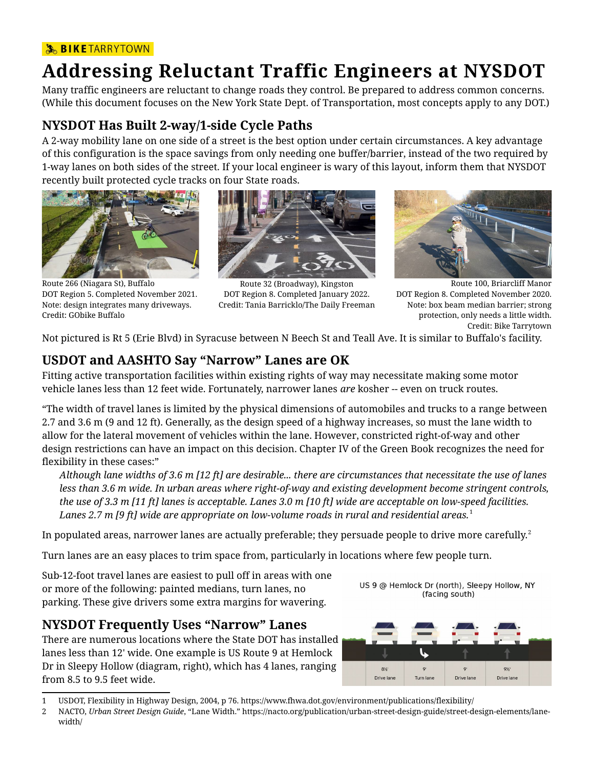BIKE TARRYTOWN

# Addressing Reluctant Traffic Engineers at NYSDOT

Many traffic engineers are reluctant to change roads they control. Be prepared to address common concerns. (While this document focuses on the New York State Dept. of Transportation, most concepts apply to any DOT.)

## NYSDOT Has Built 2-way/1-side Cycle Paths

A 2-way mobility lane on one side of a street is the best option under certain circumstances. A key advantage of this configuration is the space savings from only needing one buffer/barrier, instead of the two required by 1-way lanes on both sides of the street. If your local engineer is wary of this layout, inform them that NYSDOT recently built protected cycle tracks on four State roads.

Route 266 (Niagara St), Buffalo
DOT Region 5. Completed November 2021.
Note: design integrates many driveways.
Credit: GObike Buffalo

Route 32 (Broadway), Kingston
DOT Region 8. Completed January 2022.
Credit: Tania Barricklo/The Daily Freeman

Route 100, Briarcliff Manor
DOT Region 8. Completed November 2020.
Note: box beam median barrier; strong protection, only needs a little width.
Credit: Bike Tarrytown

Not pictured is Rt 5 (Erie Blvd) in Syracuse between N Beech St and Teall Ave. It is similar to Buffalo's facility.

## USDOT and AASHTO Say "Narrow" Lanes are OK

Fitting active transportation facilities within existing rights of way may necessitate making some motor vehicle lanes less than 12 feet wide. Fortunately, narrower lanes *are* kosher -- even on truck routes.

"The width of travel lanes is limited by the physical dimensions of automobiles and trucks to a range between 2.7 and 3.6 m (9 and 12 ft). Generally, as the design speed of a highway increases, so must the lane width to allow for the lateral movement of vehicles within the lane. However, constricted right-of-way and other design restrictions can have an impact on this decision. Chapter IV of the Green Book recognizes the need for flexibility in these cases:"

> *Although lane widths of 3.6 m [12 ft] are desirable... there are circumstances that necessitate the use of lanes less than 3.6 m wide. In urban areas where right-of-way and existing development become stringent controls, the use of 3.3 m [11 ft] lanes is acceptable. Lanes 3.0 m [10 ft] wide are acceptable on low-speed facilities. Lanes 2.7 m [9 ft] wide are appropriate on low-volume roads in rural and residential areas.*[1]

In populated areas, narrower lanes are actually preferable; they persuade people to drive more carefully.[2]

Turn lanes are an easy places to trim space from, particularly in locations where few people turn.

Sub-12-foot travel lanes are easiest to pull off in areas with one or more of the following: painted medians, turn lanes, no parking. These give drivers some extra margins for wavering.

## NYSDOT Frequently Uses "Narrow" Lanes

There are numerous locations where the State DOT has installed lanes less than 12' wide. One example is US Route 9 at Hemlock Dr in Sleepy Hollow (diagram, right), which has 4 lanes, ranging from 8.5 to 9.5 feet wide.

US 9 @ Hemlock Dr (north), Sleepy Hollow, NY (facing south)

| 8½' | 9' | 9' | 9½' |
| --- | --- | --- | --- |
| Drive lane | Turn lane | Drive lane | Drive lane |

---

1. USDOT, Flexibility in Highway Design, 2004, p 76. https://www.fhwa.dot.gov/environment/publications/flexibility/
2. NACTO, *Urban Street Design Guide*, "Lane Width." https://nacto.org/publication/urban-street-design-guide/street-design-elements/lane-width/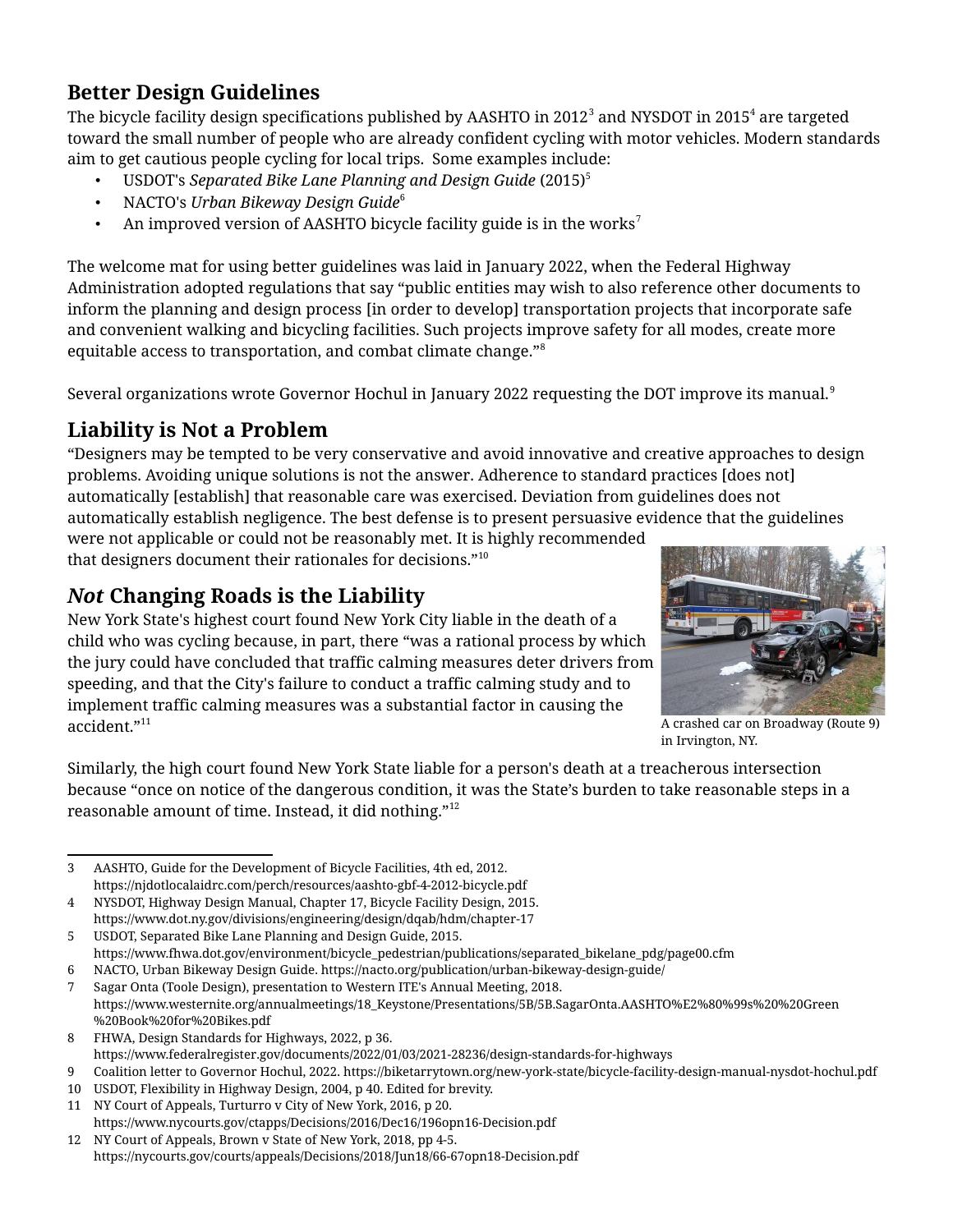## Better Design Guidelines

The bicycle facility design specifications published by AASHTO in 2012[3] and NYSDOT in 2015[4] are targeted toward the small number of people who are already confident cycling with motor vehicles. Modern standards aim to get cautious people cycling for local trips. Some examples include:

- USDOT's *Separated Bike Lane Planning and Design Guide* (2015)[5]
- NACTO's *Urban Bikeway Design Guide*[6]
- An improved version of AASHTO bicycle facility guide is in the works[7]

The welcome mat for using better guidelines was laid in January 2022, when the Federal Highway Administration adopted regulations that say "public entities may wish to also reference other documents to inform the planning and design process [in order to develop] transportation projects that incorporate safe and convenient walking and bicycling facilities. Such projects improve safety for all modes, create more equitable access to transportation, and combat climate change."[8]

Several organizations wrote Governor Hochul in January 2022 requesting the DOT improve its manual.[9]

## Liability is Not a Problem

"Designers may be tempted to be very conservative and avoid innovative and creative approaches to design problems. Avoiding unique solutions is not the answer. Adherence to standard practices [does not] automatically [establish] that reasonable care was exercised. Deviation from guidelines does not automatically establish negligence. The best defense is to present persuasive evidence that the guidelines were not applicable or could not be reasonably met. It is highly recommended that designers document their rationales for decisions."[10]

## *Not* Changing Roads is the Liability

New York State's highest court found New York City liable in the death of a child who was cycling because, in part, there "was a rational process by which the jury could have concluded that traffic calming measures deter drivers from speeding, and that the City's failure to conduct a traffic calming study and to implement traffic calming measures was a substantial factor in causing the accident."[11]

A crashed car on Broadway (Route 9) in Irvington, NY.

Similarly, the high court found New York State liable for a person's death at a treacherous intersection because "once on notice of the dangerous condition, it was the State's burden to take reasonable steps in a reasonable amount of time. Instead, it did nothing."[12]

---

3 AASHTO, Guide for the Development of Bicycle Facilities, 4th ed, 2012. https://njdotlocalaidrc.com/perch/resources/aashto-gbf-4-2012-bicycle.pdf

4 NYSDOT, Highway Design Manual, Chapter 17, Bicycle Facility Design, 2015. https://www.dot.ny.gov/divisions/engineering/design/dqab/hdm/chapter-17

5 USDOT, Separated Bike Lane Planning and Design Guide, 2015. https://www.fhwa.dot.gov/environment/bicycle_pedestrian/publications/separated_bikelane_pdg/page00.cfm

6 NACTO, Urban Bikeway Design Guide. https://nacto.org/publication/urban-bikeway-design-guide/

7 Sagar Onta (Toole Design), presentation to Western ITE's Annual Meeting, 2018. https://www.westernite.org/annualmeetings/18_Keystone/Presentations/5B/5B.SagarOnta.AASHTO%E2%80%99s%20%20Green%20Book%20for%20Bikes.pdf

8 FHWA, Design Standards for Highways, 2022, p 36. https://www.federalregister.gov/documents/2022/01/03/2021-28236/design-standards-for-highways

9 Coalition letter to Governor Hochul, 2022. https://biketarrytown.org/new-york-state/bicycle-facility-design-manual-nysdot-hochul.pdf

10 USDOT, Flexibility in Highway Design, 2004, p 40. Edited for brevity.

11 NY Court of Appeals, Turturro v City of New York, 2016, p 20. https://www.nycourts.gov/ctapps/Decisions/2016/Dec16/196opn16-Decision.pdf

12 NY Court of Appeals, Brown v State of New York, 2018, pp 4-5. https://nycourts.gov/courts/appeals/Decisions/2018/Jun18/66-67opn18-Decision.pdf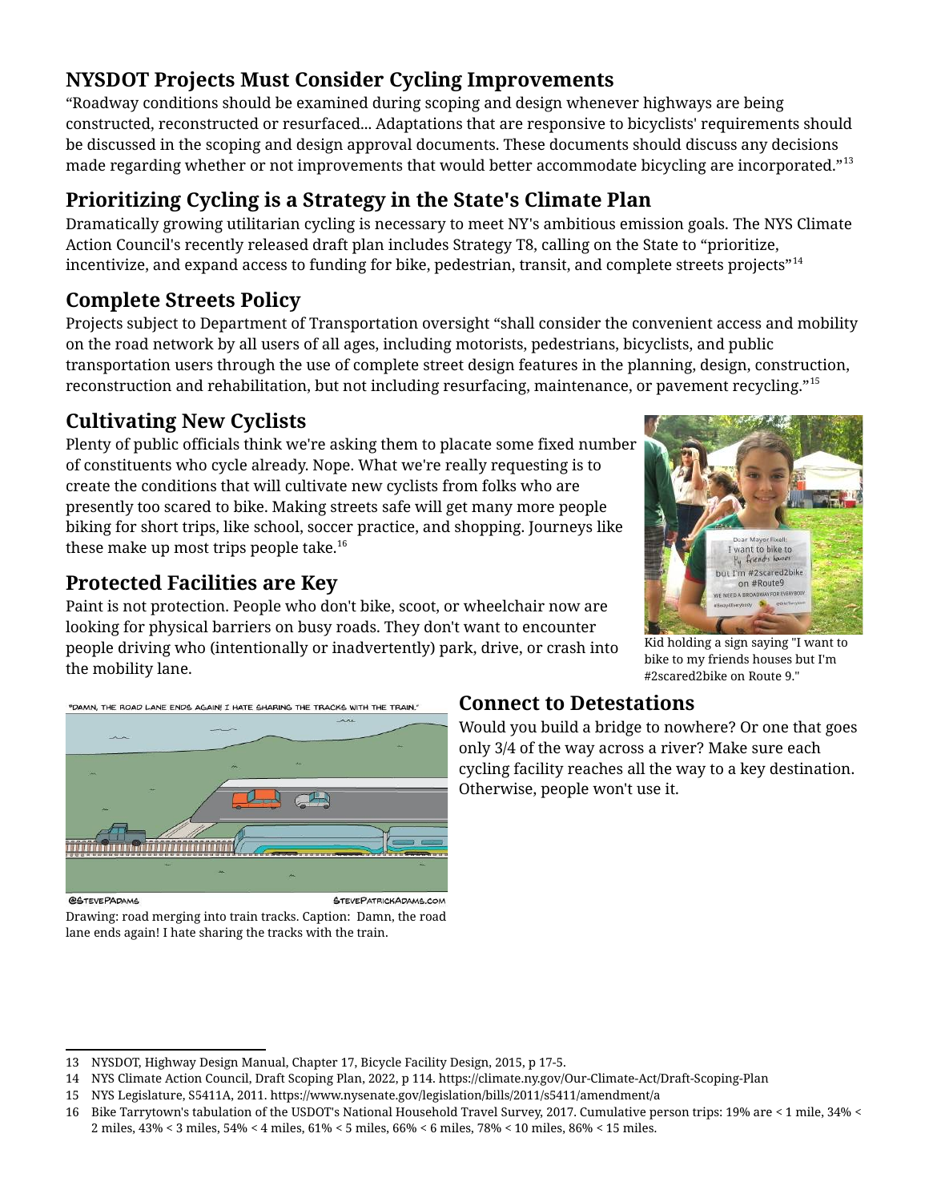## NYSDOT Projects Must Consider Cycling Improvements

"Roadway conditions should be examined during scoping and design whenever highways are being constructed, reconstructed or resurfaced... Adaptations that are responsive to bicyclists' requirements should be discussed in the scoping and design approval documents. These documents should discuss any decisions made regarding whether or not improvements that would better accommodate bicycling are incorporated."[13]

## Prioritizing Cycling is a Strategy in the State's Climate Plan

Dramatically growing utilitarian cycling is necessary to meet NY's ambitious emission goals. The NYS Climate Action Council's recently released draft plan includes Strategy T8, calling on the State to "prioritize, incentivize, and expand access to funding for bike, pedestrian, transit, and complete streets projects"[14]

## Complete Streets Policy

Projects subject to Department of Transportation oversight "shall consider the convenient access and mobility on the road network by all users of all ages, including motorists, pedestrians, bicyclists, and public transportation users through the use of complete street design features in the planning, design, construction, reconstruction and rehabilitation, but not including resurfacing, maintenance, or pavement recycling."[15]

## Cultivating New Cyclists

Plenty of public officials think we're asking them to placate some fixed number of constituents who cycle already. Nope. What we're really requesting is to create the conditions that will cultivate new cyclists from folks who are presently too scared to bike. Making streets safe will get many more people biking for short trips, like school, soccer practice, and shopping. Journeys like these make up most trips people take.[16]

Kid holding a sign saying "I want to bike to my friends houses but I'm #2scared2bike on Route 9."

## Protected Facilities are Key

Paint is not protection. People who don't bike, scoot, or wheelchair now are looking for physical barriers on busy roads. They don't want to encounter people driving who (intentionally or inadvertently) park, drive, or crash into the mobility lane.

Drawing: road merging into train tracks. Caption: Damn, the road lane ends again! I hate sharing the tracks with the train.

## Connect to Detestations

Would you build a bridge to nowhere? Or one that goes only 3/4 of the way across a river? Make sure each cycling facility reaches all the way to a key destination. Otherwise, people won't use it.

---

13 NYSDOT, Highway Design Manual, Chapter 17, Bicycle Facility Design, 2015, p 17-5.

14 NYS Climate Action Council, Draft Scoping Plan, 2022, p 114. https://climate.ny.gov/Our-Climate-Act/Draft-Scoping-Plan

15 NYS Legislature, S5411A, 2011. https://www.nysenate.gov/legislation/bills/2011/s5411/amendment/a

16 Bike Tarrytown's tabulation of the USDOT's National Household Travel Survey, 2017. Cumulative person trips: 19% are < 1 mile, 34% < 2 miles, 43% < 3 miles, 54% < 4 miles, 61% < 5 miles, 66% < 6 miles, 78% < 10 miles, 86% < 15 miles.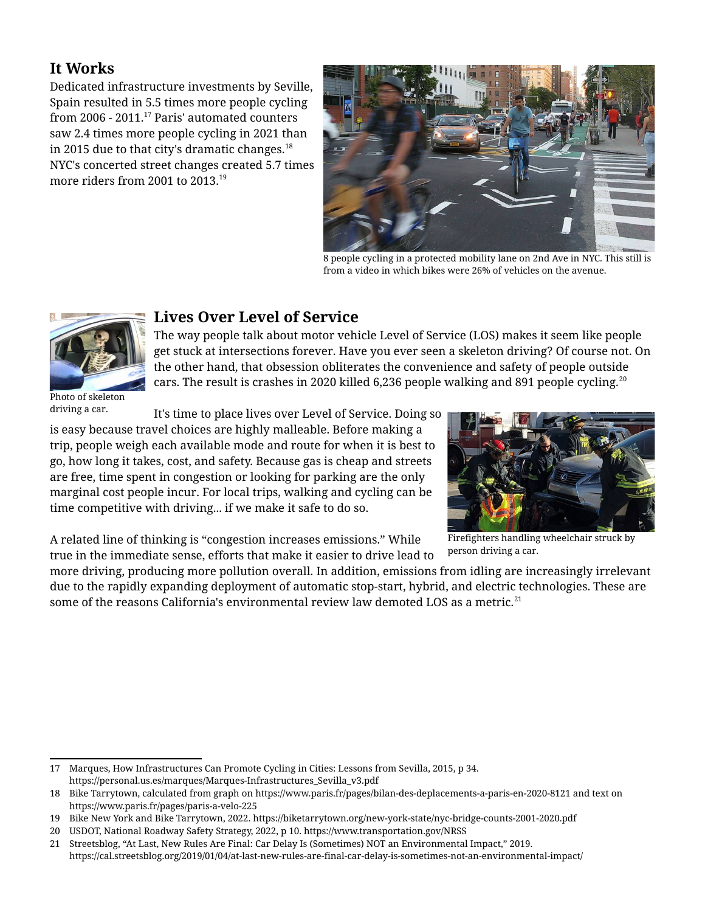## It Works

Dedicated infrastructure investments by Seville, Spain resulted in 5.5 times more people cycling from 2006 - 2011.[17] Paris' automated counters saw 2.4 times more people cycling in 2021 than in 2015 due to that city's dramatic changes.[18] NYC's concerted street changes created 5.7 times more riders from 2001 to 2013.[19]

8 people cycling in a protected mobility lane on 2nd Ave in NYC. This still is from a video in which bikes were 26% of vehicles on the avenue.

## Lives Over Level of Service

Photo of skeleton driving a car.

The way people talk about motor vehicle Level of Service (LOS) makes it seem like people get stuck at intersections forever. Have you ever seen a skeleton driving? Of course not. On the other hand, that obsession obliterates the convenience and safety of people outside cars. The result is crashes in 2020 killed 6,236 people walking and 891 people cycling.[20]

It's time to place lives over Level of Service. Doing so is easy because travel choices are highly malleable. Before making a trip, people weigh each available mode and route for when it is best to go, how long it takes, cost, and safety. Because gas is cheap and streets are free, time spent in congestion or looking for parking are the only marginal cost people incur. For local trips, walking and cycling can be time competitive with driving... if we make it safe to do so.

Firefighters handling wheelchair struck by person driving a car.

A related line of thinking is “congestion increases emissions.” While true in the immediate sense, efforts that make it easier to drive lead to more driving, producing more pollution overall. In addition, emissions from idling are increasingly irrelevant due to the rapidly expanding deployment of automatic stop-start, hybrid, and electric technologies. These are some of the reasons California's environmental review law demoted LOS as a metric.[21]

---

17 Marques, How Infrastructures Can Promote Cycling in Cities: Lessons from Sevilla, 2015, p 34. https://personal.us.es/marques/Marques-Infrastructures_Sevilla_v3.pdf

18 Bike Tarrytown, calculated from graph on https://www.paris.fr/pages/bilan-des-deplacements-a-paris-en-2020-8121 and text on https://www.paris.fr/pages/paris-a-velo-225

19 Bike New York and Bike Tarrytown, 2022. https://biketarrytown.org/new-york-state/nyc-bridge-counts-2001-2020.pdf

20 USDOT, National Roadway Safety Strategy, 2022, p 10. https://www.transportation.gov/NRSS

21 Streetsblog, “At Last, New Rules Are Final: Car Delay Is (Sometimes) NOT an Environmental Impact,” 2019. https://cal.streetsblog.org/2019/01/04/at-last-new-rules-are-final-car-delay-is-sometimes-not-an-environmental-impact/